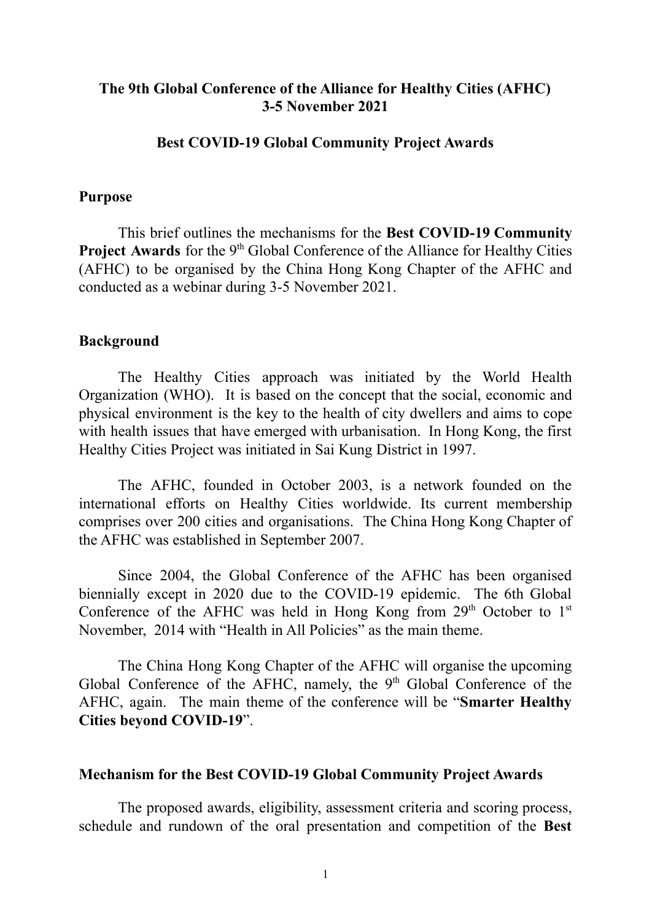**The 9th Global Conference of the Alliance for Healthy Cities (AFHC)**
**3-5 November 2021**

**Best COVID-19 Global Community Project Awards**

## Purpose

This brief outlines the mechanisms for the **Best COVID-19 Community Project Awards** for the 9th Global Conference of the Alliance for Healthy Cities (AFHC) to be organised by the China Hong Kong Chapter of the AFHC and conducted as a webinar during 3-5 November 2021.

## Background

The Healthy Cities approach was initiated by the World Health Organization (WHO). It is based on the concept that the social, economic and physical environment is the key to the health of city dwellers and aims to cope with health issues that have emerged with urbanisation. In Hong Kong, the first Healthy Cities Project was initiated in Sai Kung District in 1997.

The AFHC, founded in October 2003, is a network founded on the international efforts on Healthy Cities worldwide. Its current membership comprises over 200 cities and organisations. The China Hong Kong Chapter of the AFHC was established in September 2007.

Since 2004, the Global Conference of the AFHC has been organised biennially except in 2020 due to the COVID-19 epidemic. The 6th Global Conference of the AFHC was held in Hong Kong from 29th October to 1st November, 2014 with "Health in All Policies" as the main theme.

The China Hong Kong Chapter of the AFHC will organise the upcoming Global Conference of the AFHC, namely, the 9th Global Conference of the AFHC, again. The main theme of the conference will be "**Smarter Healthy Cities beyond COVID-19**".

## Mechanism for the Best COVID-19 Global Community Project Awards

The proposed awards, eligibility, assessment criteria and scoring process, schedule and rundown of the oral presentation and competition of the **Best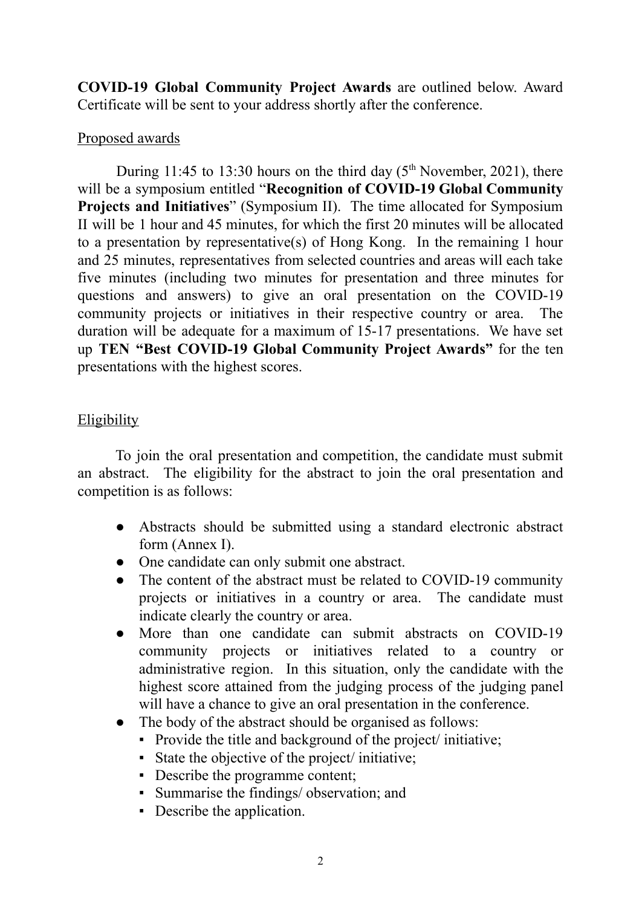**COVID-19 Global Community Project Awards** are outlined below. Award Certificate will be sent to your address shortly after the conference.

Proposed awards

During 11:45 to 13:30 hours on the third day (5th November, 2021), there will be a symposium entitled "**Recognition of COVID-19 Global Community Projects and Initiatives**" (Symposium II). The time allocated for Symposium II will be 1 hour and 45 minutes, for which the first 20 minutes will be allocated to a presentation by representative(s) of Hong Kong. In the remaining 1 hour and 25 minutes, representatives from selected countries and areas will each take five minutes (including two minutes for presentation and three minutes for questions and answers) to give an oral presentation on the COVID-19 community projects or initiatives in their respective country or area. The duration will be adequate for a maximum of 15-17 presentations. We have set up **TEN "Best COVID-19 Global Community Project Awards"** for the ten presentations with the highest scores.

Eligibility

To join the oral presentation and competition, the candidate must submit an abstract. The eligibility for the abstract to join the oral presentation and competition is as follows:

- Abstracts should be submitted using a standard electronic abstract form (Annex I).
- One candidate can only submit one abstract.
- The content of the abstract must be related to COVID-19 community projects or initiatives in a country or area. The candidate must indicate clearly the country or area.
- More than one candidate can submit abstracts on COVID-19 community projects or initiatives related to a country or administrative region. In this situation, only the candidate with the highest score attained from the judging process of the judging panel will have a chance to give an oral presentation in the conference.
- The body of the abstract should be organised as follows:
  - Provide the title and background of the project/ initiative;
  - State the objective of the project/ initiative;
  - Describe the programme content;
  - Summarise the findings/ observation; and
  - Describe the application.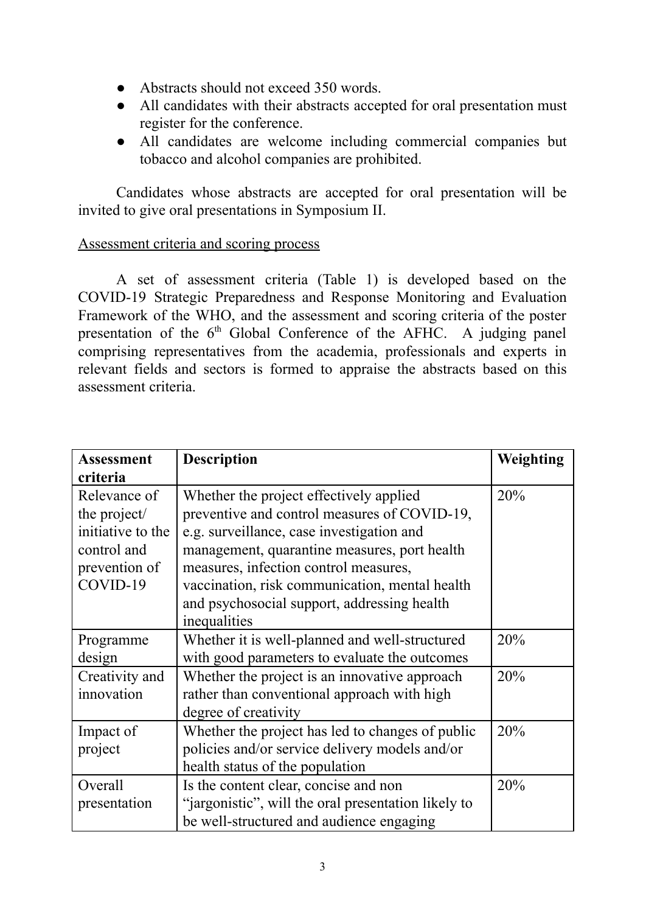- Abstracts should not exceed 350 words.
- All candidates with their abstracts accepted for oral presentation must register for the conference.
- All candidates are welcome including commercial companies but tobacco and alcohol companies are prohibited.

Candidates whose abstracts are accepted for oral presentation will be invited to give oral presentations in Symposium II.

Assessment criteria and scoring process

A set of assessment criteria (Table 1) is developed based on the COVID-19 Strategic Preparedness and Response Monitoring and Evaluation Framework of the WHO, and the assessment and scoring criteria of the poster presentation of the 6th Global Conference of the AFHC. A judging panel comprising representatives from the academia, professionals and experts in relevant fields and sectors is formed to appraise the abstracts based on this assessment criteria.

| Assessment criteria | Description | Weighting |
|---|---|---|
| Relevance of the project/ initiative to the control and prevention of COVID-19 | Whether the project effectively applied preventive and control measures of COVID-19, e.g. surveillance, case investigation and management, quarantine measures, port health measures, infection control measures, vaccination, risk communication, mental health and psychosocial support, addressing health inequalities | 20% |
| Programme design | Whether it is well-planned and well-structured with good parameters to evaluate the outcomes | 20% |
| Creativity and innovation | Whether the project is an innovative approach rather than conventional approach with high degree of creativity | 20% |
| Impact of project | Whether the project has led to changes of public policies and/or service delivery models and/or health status of the population | 20% |
| Overall presentation | Is the content clear, concise and non "jargonistic", will the oral presentation likely to be well-structured and audience engaging | 20% |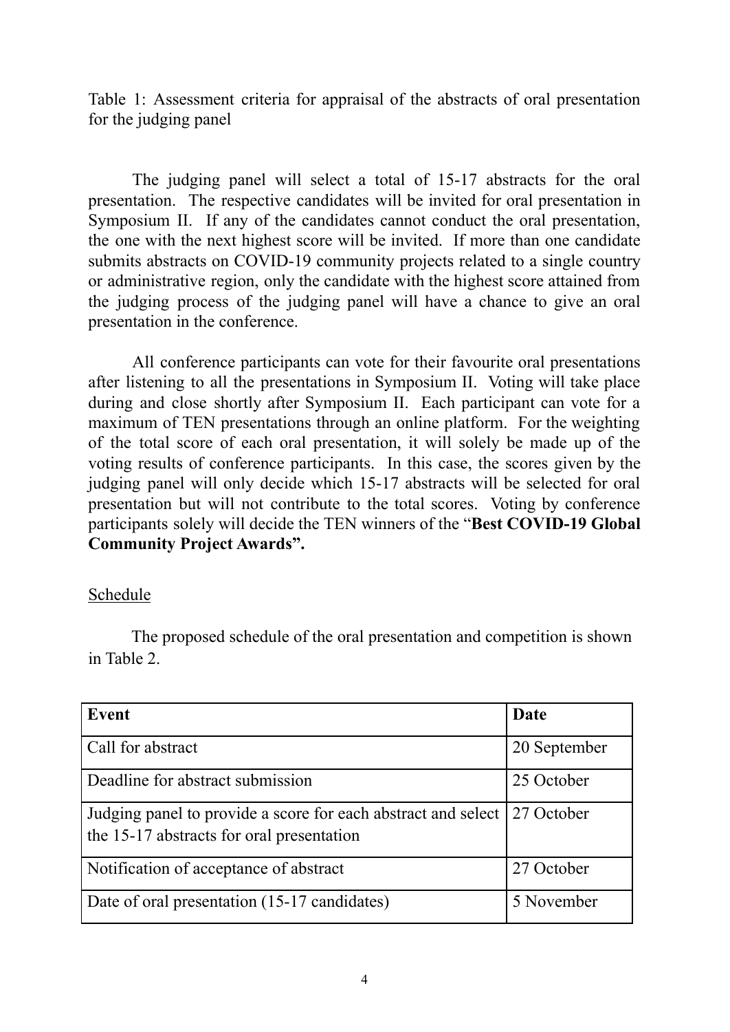Table 1: Assessment criteria for appraisal of the abstracts of oral presentation for the judging panel

The judging panel will select a total of 15-17 abstracts for the oral presentation. The respective candidates will be invited for oral presentation in Symposium II. If any of the candidates cannot conduct the oral presentation, the one with the next highest score will be invited. If more than one candidate submits abstracts on COVID-19 community projects related to a single country or administrative region, only the candidate with the highest score attained from the judging process of the judging panel will have a chance to give an oral presentation in the conference.

All conference participants can vote for their favourite oral presentations after listening to all the presentations in Symposium II. Voting will take place during and close shortly after Symposium II. Each participant can vote for a maximum of TEN presentations through an online platform. For the weighting of the total score of each oral presentation, it will solely be made up of the voting results of conference participants. In this case, the scores given by the judging panel will only decide which 15-17 abstracts will be selected for oral presentation but will not contribute to the total scores. Voting by conference participants solely will decide the TEN winners of the "**Best COVID-19 Global Community Project Awards".**

Schedule

The proposed schedule of the oral presentation and competition is shown in Table 2.

| **Event** | **Date** |
|---|---|
| Call for abstract | 20 September |
| Deadline for abstract submission | 25 October |
| Judging panel to provide a score for each abstract and select the 15-17 abstracts for oral presentation | 27 October |
| Notification of acceptance of abstract | 27 October |
| Date of oral presentation (15-17 candidates) | 5 November |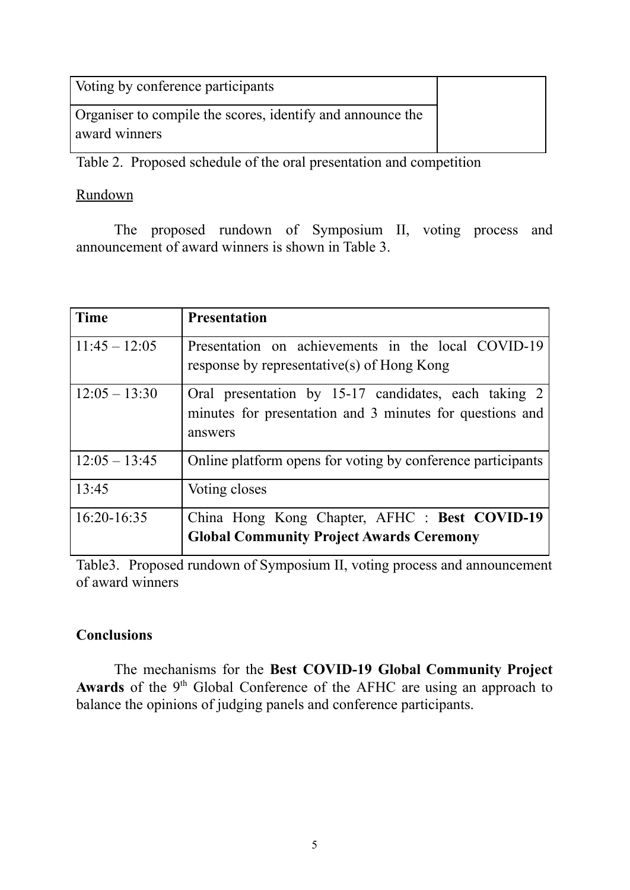| | |
|---|---|
| Voting by conference participants | |
| Organiser to compile the scores, identify and announce the award winners | |

Table 2. Proposed schedule of the oral presentation and competition

Rundown

The proposed rundown of Symposium II, voting process and announcement of award winners is shown in Table 3.

| Time | Presentation |
|---|---|
| 11:45 – 12:05 | Presentation on achievements in the local COVID-19 response by representative(s) of Hong Kong |
| 12:05 – 13:30 | Oral presentation by 15-17 candidates, each taking 2 minutes for presentation and 3 minutes for questions and answers |
| 12:05 – 13:45 | Online platform opens for voting by conference participants |
| 13:45 | Voting closes |
| 16:20-16:35 | China Hong Kong Chapter, AFHC : **Best COVID-19 Global Community Project Awards Ceremony** |

Table3. Proposed rundown of Symposium II, voting process and announcement of award winners

**Conclusions**

The mechanisms for the **Best COVID-19 Global Community Project Awards** of the 9th Global Conference of the AFHC are using an approach to balance the opinions of judging panels and conference participants.